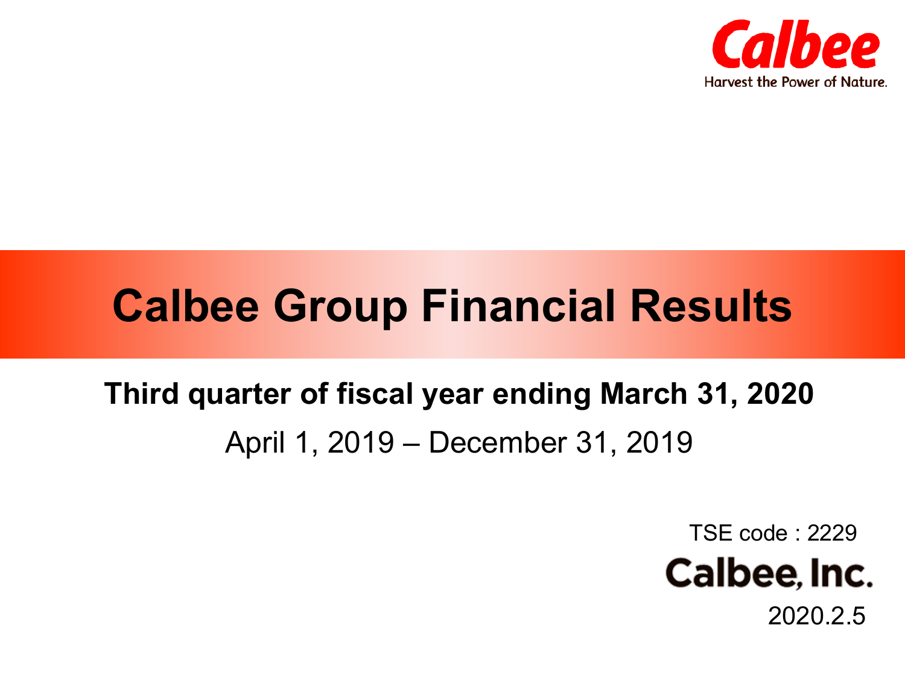Calbee

Harvest the Power of Nature.

# Calbee Group Financial Results

**Third quarter of fiscal year ending March 31, 2020**

April 1, 2019 – December 31, 2019

TSE code : 2229

Calbee, Inc.

2020.2.5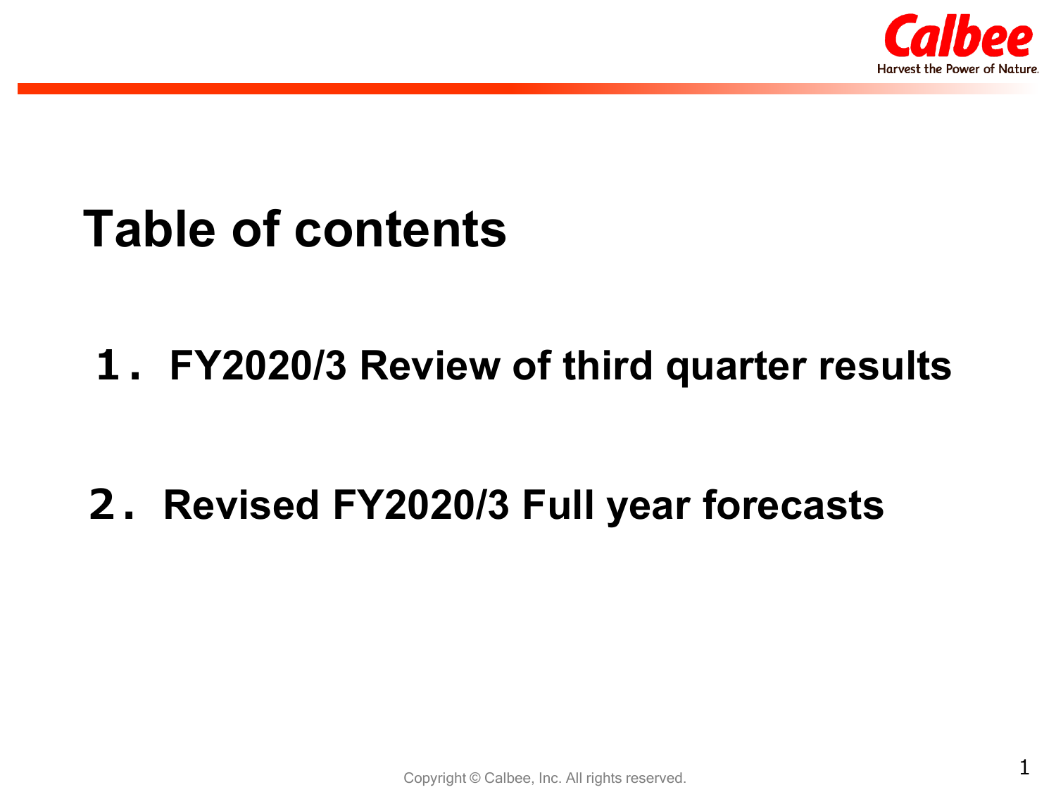# Table of contents

１. FY2020/3 Review of third quarter results

２. Revised FY2020/3 Full year forecasts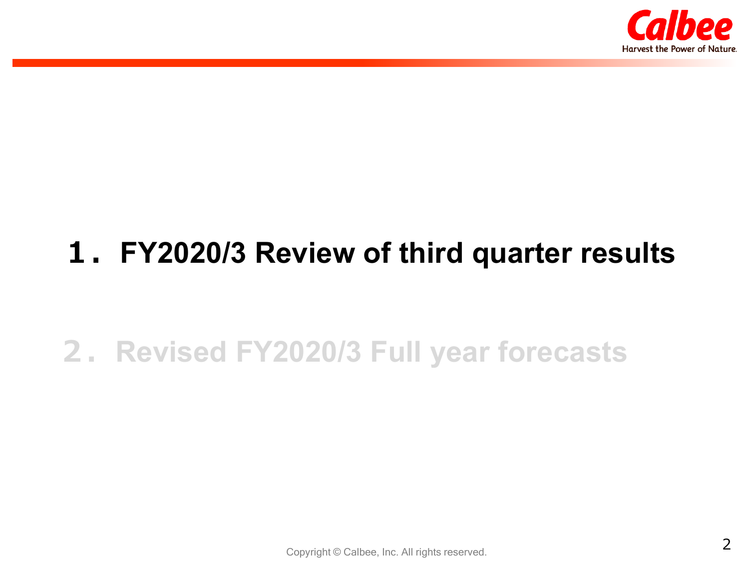# 1. FY2020/3 Review of third quarter results

## 2. Revised FY2020/3 Full year forecasts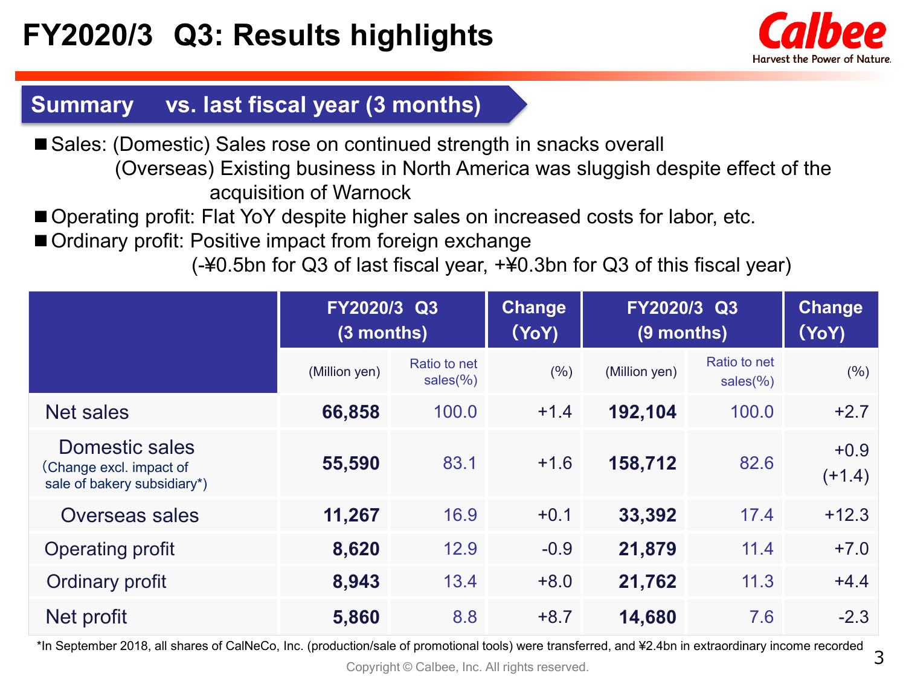# FY2020/3 Q3: Results highlights

## Summary vs. last fiscal year (3 months)

- Sales: (Domestic) Sales rose on continued strength in snacks overall
  (Overseas) Existing business in North America was sluggish despite effect of the acquisition of Warnock
- Operating profit: Flat YoY despite higher sales on increased costs for labor, etc.
- Ordinary profit: Positive impact from foreign exchange
  (-¥0.5bn for Q3 of last fiscal year, +¥0.3bn for Q3 of this fiscal year)

| | FY2020/3 Q3 (3 months) | | Change (YoY) | FY2020/3 Q3 (9 months) | | Change (YoY) |
|---|---|---|---|---|---|---|
| | (Million yen) | Ratio to net sales(%) | (%) | (Million yen) | Ratio to net sales(%) | (%) |
| Net sales | **66,858** | 100.0 | +1.4 | **192,104** | 100.0 | +2.7 |
| Domestic sales (Change excl. impact of sale of bakery subsidiary*) | **55,590** | 83.1 | +1.6 | **158,712** | 82.6 | +0.9 (+1.4) |
| Overseas sales | **11,267** | 16.9 | +0.1 | **33,392** | 17.4 | +12.3 |
| Operating profit | **8,620** | 12.9 | -0.9 | **21,879** | 11.4 | +7.0 |
| Ordinary profit | **8,943** | 13.4 | +8.0 | **21,762** | 11.3 | +4.4 |
| Net profit | **5,860** | 8.8 | +8.7 | **14,680** | 7.6 | -2.3 |

*In September 2018, all shares of CalNeCo, Inc. (production/sale of promotional tools) were transferred, and ¥2.4bn in extraordinary income recorded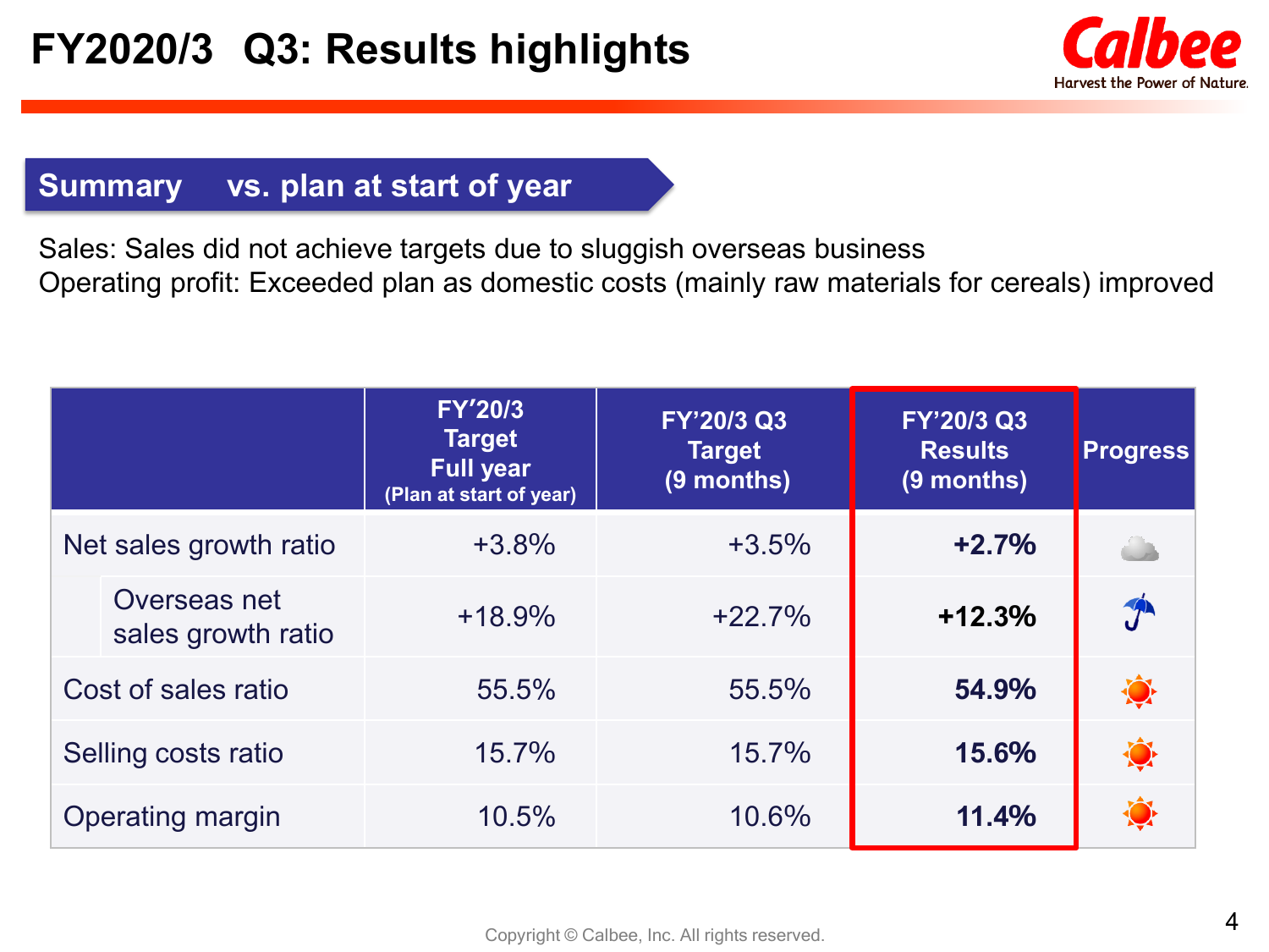# FY2020/3 Q3: Results highlights

## Summary vs. plan at start of year

Sales: Sales did not achieve targets due to sluggish overseas business
Operating profit: Exceeded plan as domestic costs (mainly raw materials for cereals) improved

| | FY'20/3 Target Full year (Plan at start of year) | FY'20/3 Q3 Target (9 months) | FY'20/3 Q3 Results (9 months) | Progress |
|---|---|---|---|---|
| Net sales growth ratio | +3.8% | +3.5% | **+2.7%** | Cloudy |
| Overseas net sales growth ratio | +18.9% | +22.7% | **+12.3%** | Rainy |
| Cost of sales ratio | 55.5% | 55.5% | **54.9%** | Sunny |
| Selling costs ratio | 15.7% | 15.7% | **15.6%** | Sunny |
| Operating margin | 10.5% | 10.6% | **11.4%** | Sunny |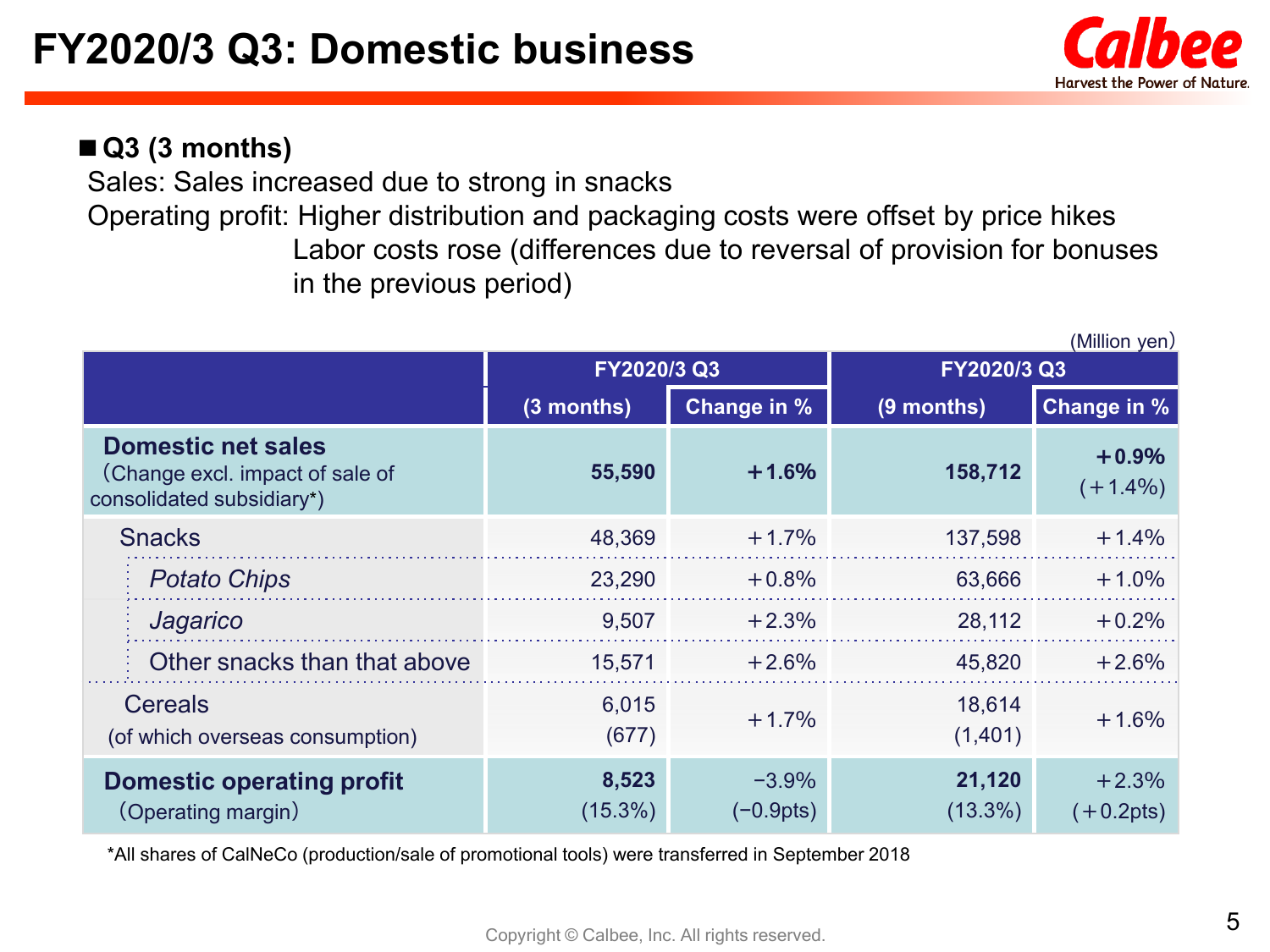# FY2020/3 Q3: Domestic business

## ■ Q3 (3 months)

Sales: Sales increased due to strong in snacks

Operating profit: Higher distribution and packaging costs were offset by price hikes
Labor costs rose (differences due to reversal of provision for bonuses in the previous period)

(Million yen)

| | FY2020/3 Q3 | | FY2020/3 Q3 | |
|---|---|---|---|---|
| | (3 months) | Change in % | (9 months) | Change in % |
| **Domestic net sales** (Change excl. impact of sale of consolidated subsidiary*) | **55,590** | **+1.6%** | **158,712** | **+0.9%** (+1.4%) |
| Snacks | 48,369 | +1.7% | 137,598 | +1.4% |
| *Potato Chips* | 23,290 | +0.8% | 63,666 | +1.0% |
| *Jagarico* | 9,507 | +2.3% | 28,112 | +0.2% |
| Other snacks than that above | 15,571 | +2.6% | 45,820 | +2.6% |
| Cereals (of which overseas consumption) | 6,015 (677) | +1.7% | 18,614 (1,401) | +1.6% |
| **Domestic operating profit** (Operating margin) | **8,523** (15.3%) | −3.9% (−0.9pts) | **21,120** (13.3%) | +2.3% (+0.2pts) |

*All shares of CalNeCo (production/sale of promotional tools) were transferred in September 2018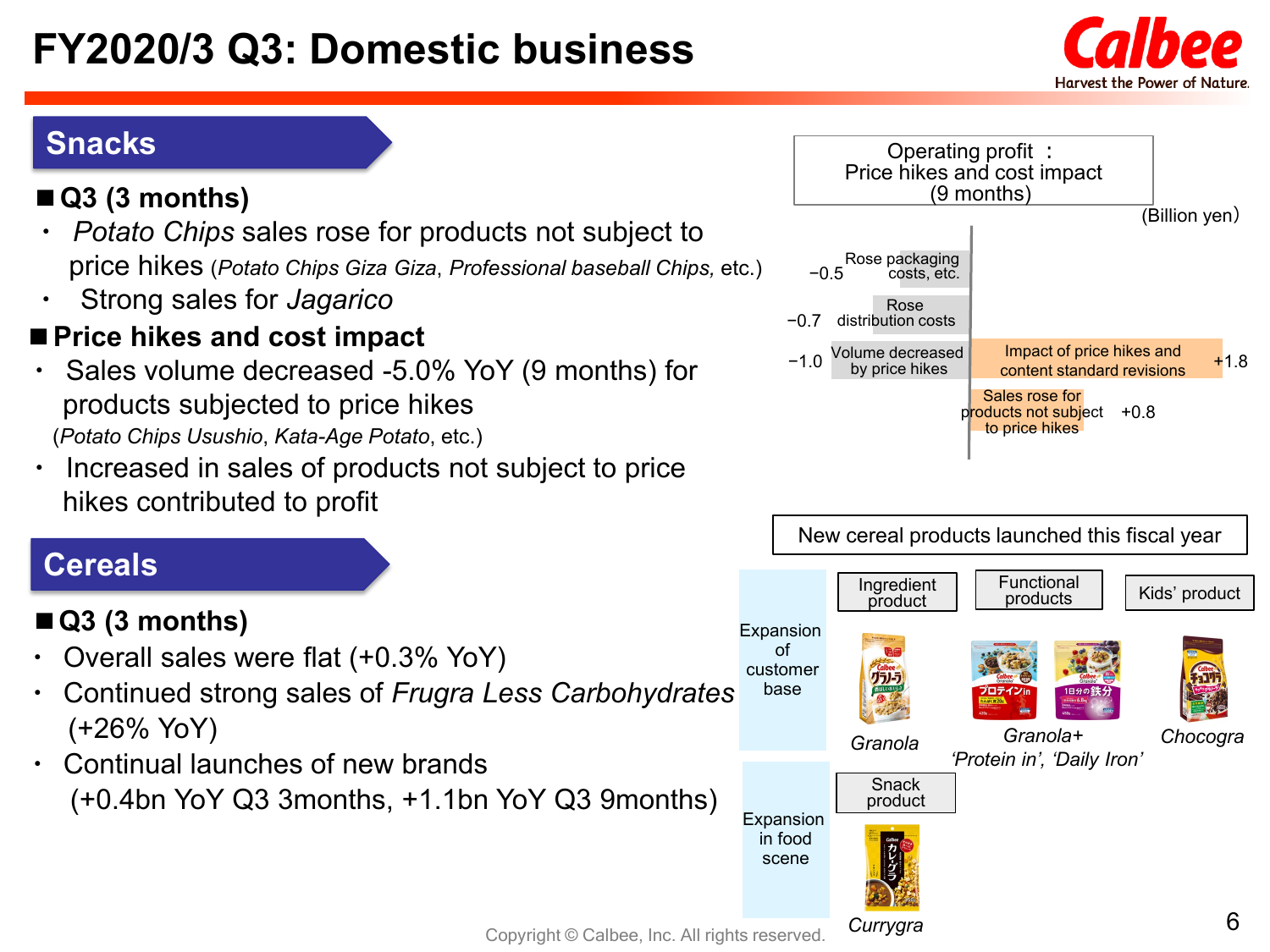# FY2020/3 Q3: Domestic business

## Snacks

### ■ Q3 (3 months)

- *Potato Chips* sales rose for products not subject to price hikes (*Potato Chips Giza Giza*, *Professional baseball Chips,* etc.)
- Strong sales for *Jagarico*

### ■ Price hikes and cost impact

- Sales volume decreased -5.0% YoY (9 months) for products subjected to price hikes (*Potato Chips Usushio*, *Kata-Age Potato*, etc.)
- Increased in sales of products not subject to price hikes contributed to profit

**Operating profit : Price hikes and cost impact (9 months)**

(Billion yen)

| Item | Impact |
|---|---|
| Rose packaging costs, etc. | −0.5 |
| Rose distribution costs | −0.7 |
| Volume decreased by price hikes | −1.0 |
| Impact of price hikes and content standard revisions | +1.8 |
| Sales rose for products not subject to price hikes | +0.8 |

## Cereals

### ■ Q3 (3 months)

- Overall sales were flat (+0.3% YoY)
- Continued strong sales of *Frugra Less Carbohydrates* (+26% YoY)
- Continual launches of new brands (+0.4bn YoY Q3 3months, +1.1bn YoY Q3 9months)

**New cereal products launched this fiscal year**

- Expansion of customer base
  - Ingredient product: *Granola*
  - Functional products: *Granola+ 'Protein in', 'Daily Iron'*
  - Kids' product: *Chocogra*
- Expansion in food scene
  - Snack product: *Currygra*

Copyright © Calbee, Inc. All rights reserved.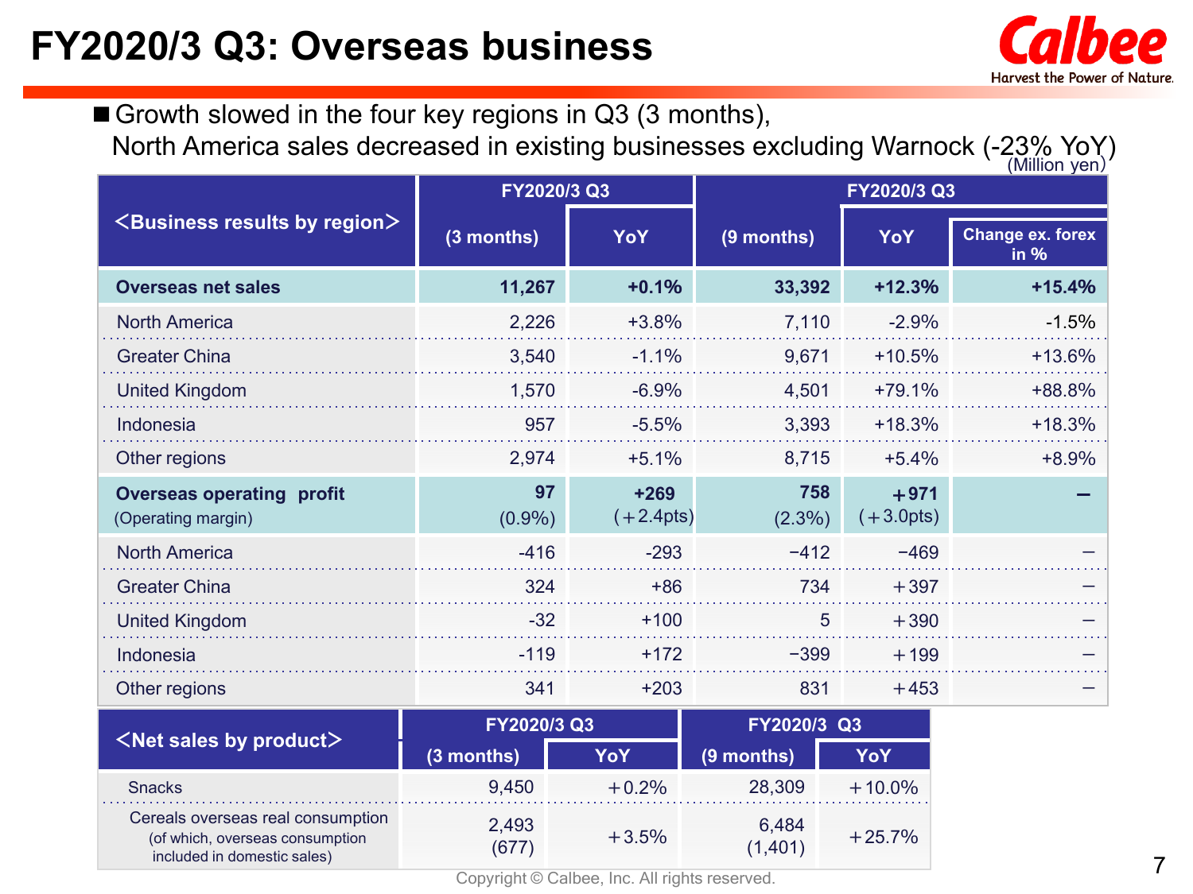# FY2020/3 Q3: Overseas business

■ Growth slowed in the four key regions in Q3 (3 months),
North America sales decreased in existing businesses excluding Warnock (-23% YoY)

(Million yen)

| <Business results by region> | FY2020/3 Q3 (3 months) | YoY | FY2020/3 Q3 (9 months) | YoY | Change ex. forex in % |
|---|---|---|---|---|---|
| **Overseas net sales** | **11,267** | **+0.1%** | **33,392** | **+12.3%** | **+15.4%** |
| North America | 2,226 | +3.8% | 7,110 | -2.9% | -1.5% |
| Greater China | 3,540 | -1.1% | 9,671 | +10.5% | +13.6% |
| United Kingdom | 1,570 | -6.9% | 4,501 | +79.1% | +88.8% |
| Indonesia | 957 | -5.5% | 3,393 | +18.3% | +18.3% |
| Other regions | 2,974 | +5.1% | 8,715 | +5.4% | +8.9% |
| **Overseas operating profit** (Operating margin) | **97** (0.9%) | **+269** (+2.4pts) | **758** (2.3%) | **+971** (+3.0pts) | **–** |
| North America | -416 | -293 | −412 | −469 | – |
| Greater China | 324 | +86 | 734 | +397 | – |
| United Kingdom | -32 | +100 | 5 | +390 | – |
| Indonesia | -119 | +172 | −399 | +199 | – |
| Other regions | 341 | +203 | 831 | +453 | – |

| <Net sales by product> | FY2020/3 Q3 (3 months) | YoY | FY2020/3 Q3 (9 months) | YoY |
|---|---|---|---|---|
| Snacks | 9,450 | +0.2% | 28,309 | +10.0% |
| Cereals overseas real consumption (of which, overseas consumption included in domestic sales) | 2,493 (677) | +3.5% | 6,484 (1,401) | +25.7% |

Copyright © Calbee, Inc. All rights reserved.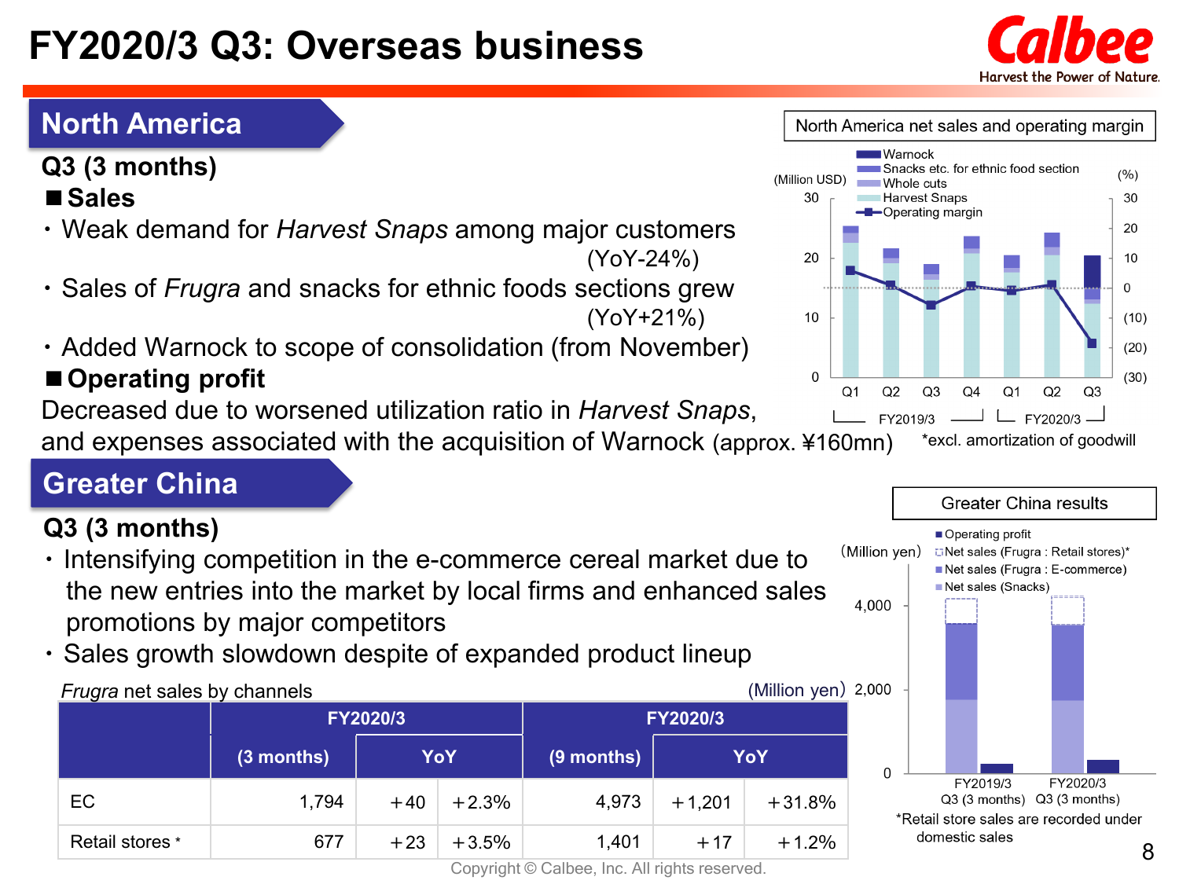# FY2020/3 Q3: Overseas business

## North America

### Q3 (3 months)

**■ Sales**

- Weak demand for *Harvest Snaps* among major customers (YoY-24%)
- Sales of *Frugra* and snacks for ethnic foods sections grew (YoY+21%)
- Added Warnock to scope of consolidation (from November)

**■ Operating profit**

Decreased due to worsened utilization ratio in *Harvest Snaps*, and expenses associated with the acquisition of Warnock (approx. ¥160mn)

North America net sales and operating margin

(Million USD) / (%)

Legend: Warnock; Snacks etc. for ethnic food section; Whole cuts; Harvest Snaps; Operating margin

Q1 Q2 Q3 Q4 (FY2019/3) Q1 Q2 Q3 (FY2020/3)

*excl. amortization of goodwill

## Greater China

### Q3 (3 months)

- Intensifying competition in the e-commerce cereal market due to the new entries into the market by local firms and enhanced sales promotions by major competitors
- Sales growth slowdown despite of expanded product lineup

*Frugra* net sales by channels (Million yen)

| | FY2020/3 | | | FY2020/3 | | |
|---|---|---|---|---|---|---|
| | (3 months) | YoY | | (9 months) | YoY | |
| EC | 1,794 | +40 | +2.3% | 4,973 | +1,201 | +31.8% |
| Retail stores * | 677 | +23 | +3.5% | 1,401 | +17 | +1.2% |

Greater China results

(Million yen)

Legend: Operating profit; Net sales (Frugra : Retail stores)*; Net sales (Frugra : E-commerce); Net sales (Snacks)

FY2019/3 Q3 (3 months) / FY2020/3 Q3 (3 months)

*Retail store sales are recorded under domestic sales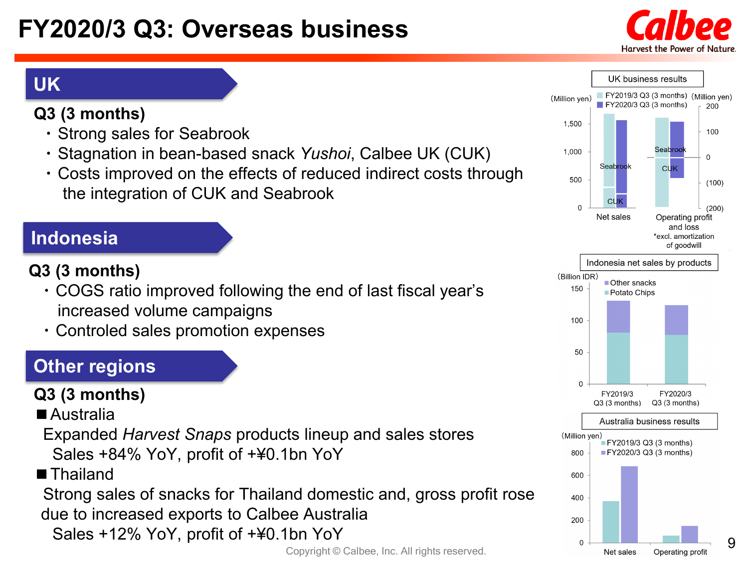# FY2020/3 Q3: Overseas business

## UK

**Q3 (3 months)**

- Strong sales for Seabrook
- Stagnation in bean-based snack *Yushoi*, Calbee UK (CUK)
- Costs improved on the effects of reduced indirect costs through the integration of CUK and Seabrook

UK business results

(Million yen)

- FY2019/3 Q3 (3 months)
- FY2020/3 Q3 (3 months)

Net sales: Seabrook, CUK

Operating profit and loss *excl. amortization of goodwill: Seabrook, CUK

## Indonesia

**Q3 (3 months)**

- COGS ratio improved following the end of last fiscal year's increased volume campaigns
- Controled sales promotion expenses

Indonesia net sales by products

(Billion IDR)

- Other snacks
- Potato Chips

FY2019/3 Q3 (3 months), FY2020/3 Q3 (3 months)

## Other regions

**Q3 (3 months)**

■ Australia

Expanded *Harvest Snaps* products lineup and sales stores

Sales +84% YoY, profit of +¥0.1bn YoY

■ Thailand

Strong sales of snacks for Thailand domestic and, gross profit rose due to increased exports to Calbee Australia

Sales +12% YoY, profit of +¥0.1bn YoY

Australia business results

(Million yen)

- FY2019/3 Q3 (3 months)
- FY2020/3 Q3 (3 months)

Net sales, Operating profit

Copyright © Calbee, Inc. All rights reserved.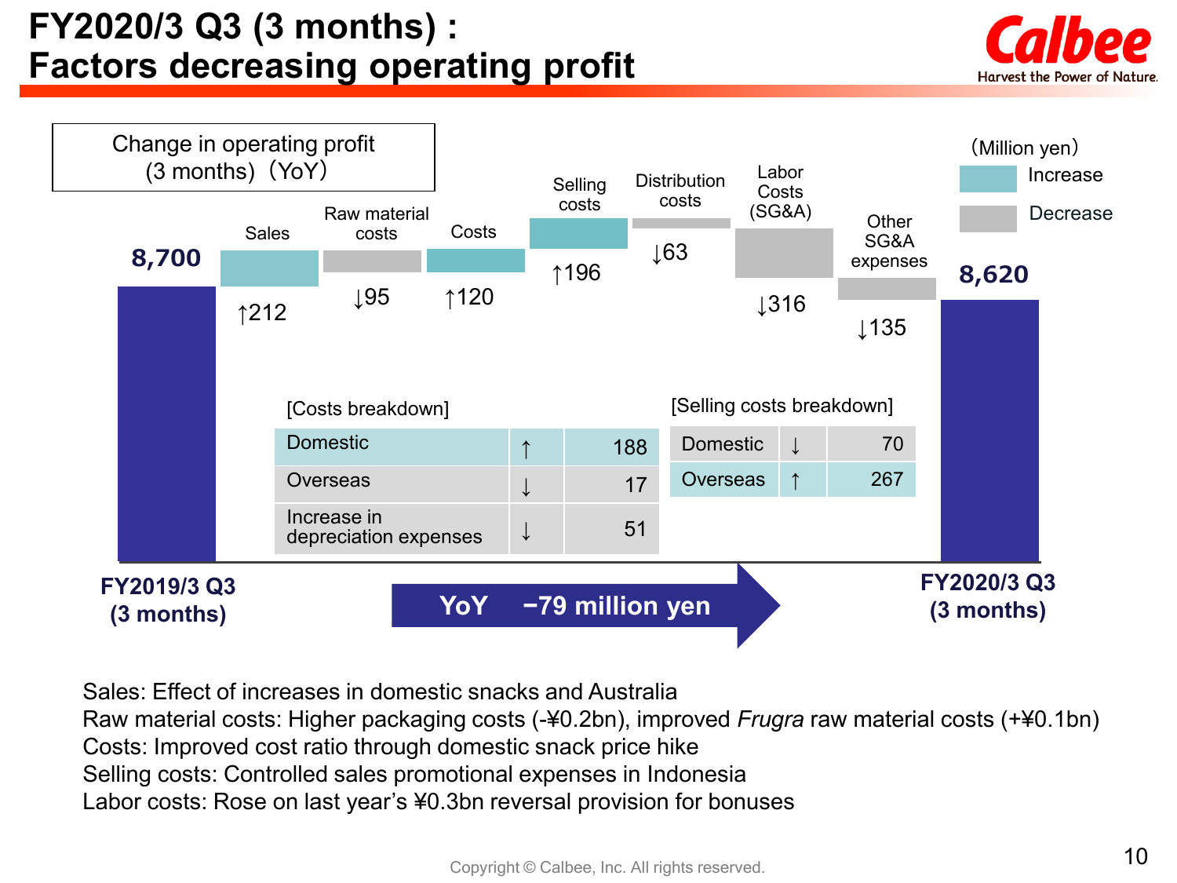# FY2020/3 Q3 (3 months) : Factors decreasing operating profit

Change in operating profit (3 months) (YoY)

(Million yen)

Increase / Decrease

| Item | Change |
|---|---|
| FY2019/3 Q3 (3 months) | 8,700 |
| Sales | ↑212 |
| Raw material costs | ↓95 |
| Costs | ↑120 |
| Selling costs | ↑196 |
| Distribution costs | ↓63 |
| Labor Costs (SG&A) | ↓316 |
| Other SG&A expenses | ↓135 |
| FY2020/3 Q3 (3 months) | 8,620 |

[Costs breakdown]

| Item | | |
|---|---|---|
| Domestic | ↑ | 188 |
| Overseas | ↓ | 17 |
| Increase in depreciation expenses | ↓ | 51 |

[Selling costs breakdown]

| Item | | |
|---|---|---|
| Domestic | ↓ | 70 |
| Overseas | ↑ | 267 |

**YoY −79 million yen**

Sales: Effect of increases in domestic snacks and Australia
Raw material costs: Higher packaging costs (-¥0.2bn), improved *Frugra* raw material costs (+¥0.1bn)
Costs: Improved cost ratio through domestic snack price hike
Selling costs: Controlled sales promotional expenses in Indonesia
Labor costs: Rose on last year's ¥0.3bn reversal provision for bonuses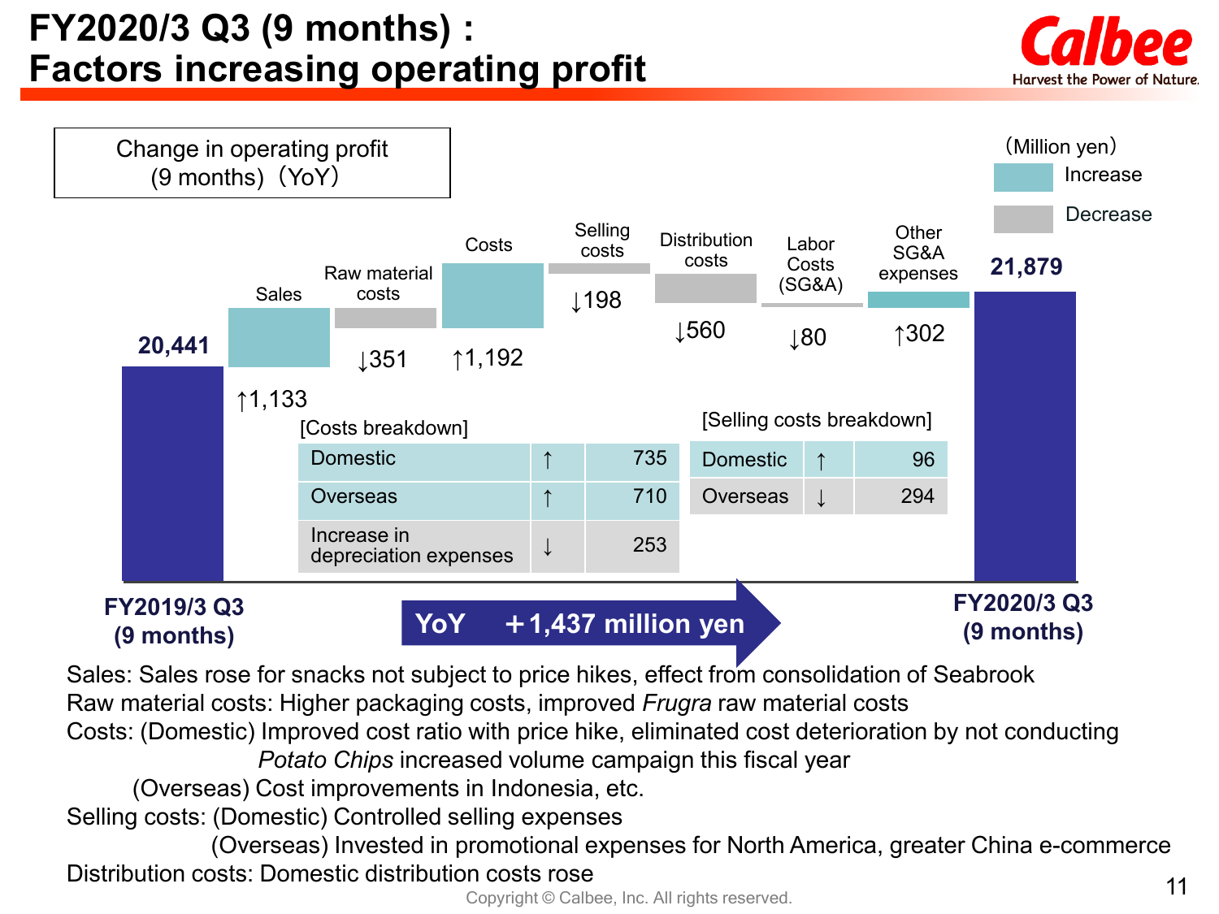# FY2020/3 Q3 (9 months) : Factors increasing operating profit

Change in operating profit (9 months)（YoY）

(Million yen)

Increase / Decrease

| Item | Change |
|---|---|
| FY2019/3 Q3 (9 months) | 20,441 |
| Sales | ↑1,133 |
| Raw material costs | ↓351 |
| Costs | ↑1,192 |
| Selling costs | ↓198 |
| Distribution costs | ↓560 |
| Labor Costs (SG&A) | ↓80 |
| Other SG&A expenses | ↑302 |
| FY2020/3 Q3 (9 months) | 21,879 |

[Costs breakdown]

| | | |
|---|---|---|
| Domestic | ↑ | 735 |
| Overseas | ↑ | 710 |
| Increase in depreciation expenses | ↓ | 253 |

[Selling costs breakdown]

| | | |
|---|---|---|
| Domestic | ↑ | 96 |
| Overseas | ↓ | 294 |

**YoY ＋1,437 million yen**

Sales: Sales rose for snacks not subject to price hikes, effect from consolidation of Seabrook

Raw material costs: Higher packaging costs, improved *Frugra* raw material costs

Costs: (Domestic) Improved cost ratio with price hike, eliminated cost deterioration by not conducting *Potato Chips* increased volume campaign this fiscal year

(Overseas) Cost improvements in Indonesia, etc.

Selling costs: (Domestic) Controlled selling expenses

(Overseas) Invested in promotional expenses for North America, greater China e-commerce

Distribution costs: Domestic distribution costs rose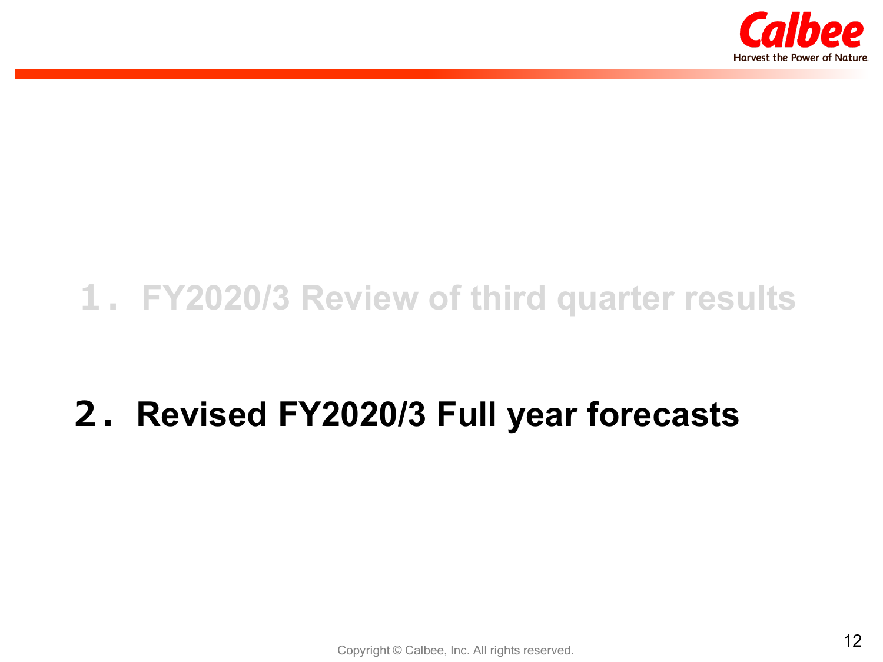1． FY2020/3 Review of third quarter results

## 2． Revised FY2020/3 Full year forecasts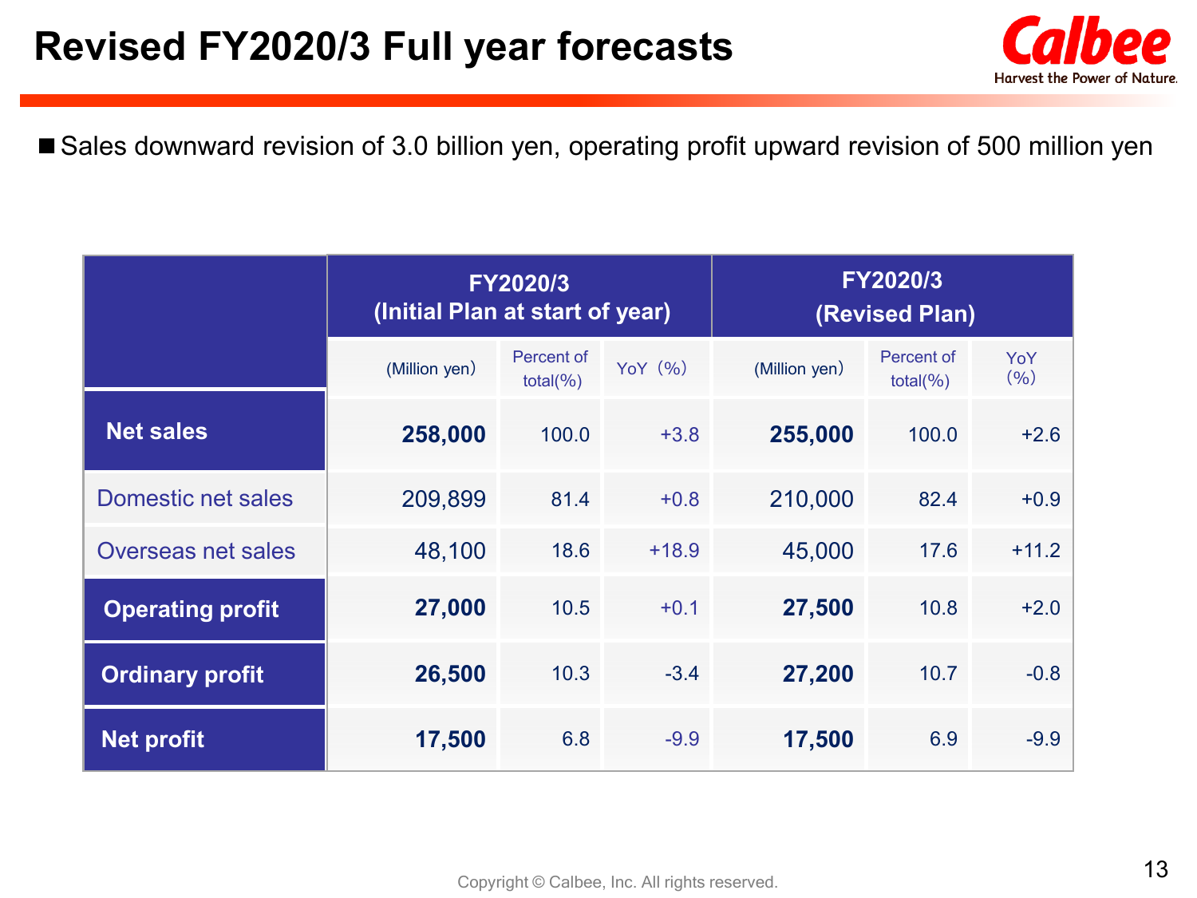# Revised FY2020/3 Full year forecasts

■ Sales downward revision of 3.0 billion yen, operating profit upward revision of 500 million yen

| | FY2020/3 (Initial Plan at start of year) | | | FY2020/3 (Revised Plan) | | |
|---|---|---|---|---|---|---|
| | (Million yen) | Percent of total(%) | YoY (%) | (Million yen) | Percent of total(%) | YoY (%) |
| **Net sales** | **258,000** | 100.0 | +3.8 | **255,000** | 100.0 | +2.6 |
| Domestic net sales | 209,899 | 81.4 | +0.8 | 210,000 | 82.4 | +0.9 |
| Overseas net sales | 48,100 | 18.6 | +18.9 | 45,000 | 17.6 | +11.2 |
| **Operating profit** | **27,000** | 10.5 | +0.1 | **27,500** | 10.8 | +2.0 |
| **Ordinary profit** | **26,500** | 10.3 | -3.4 | **27,200** | 10.7 | -0.8 |
| **Net profit** | **17,500** | 6.8 | -9.9 | **17,500** | 6.9 | -9.9 |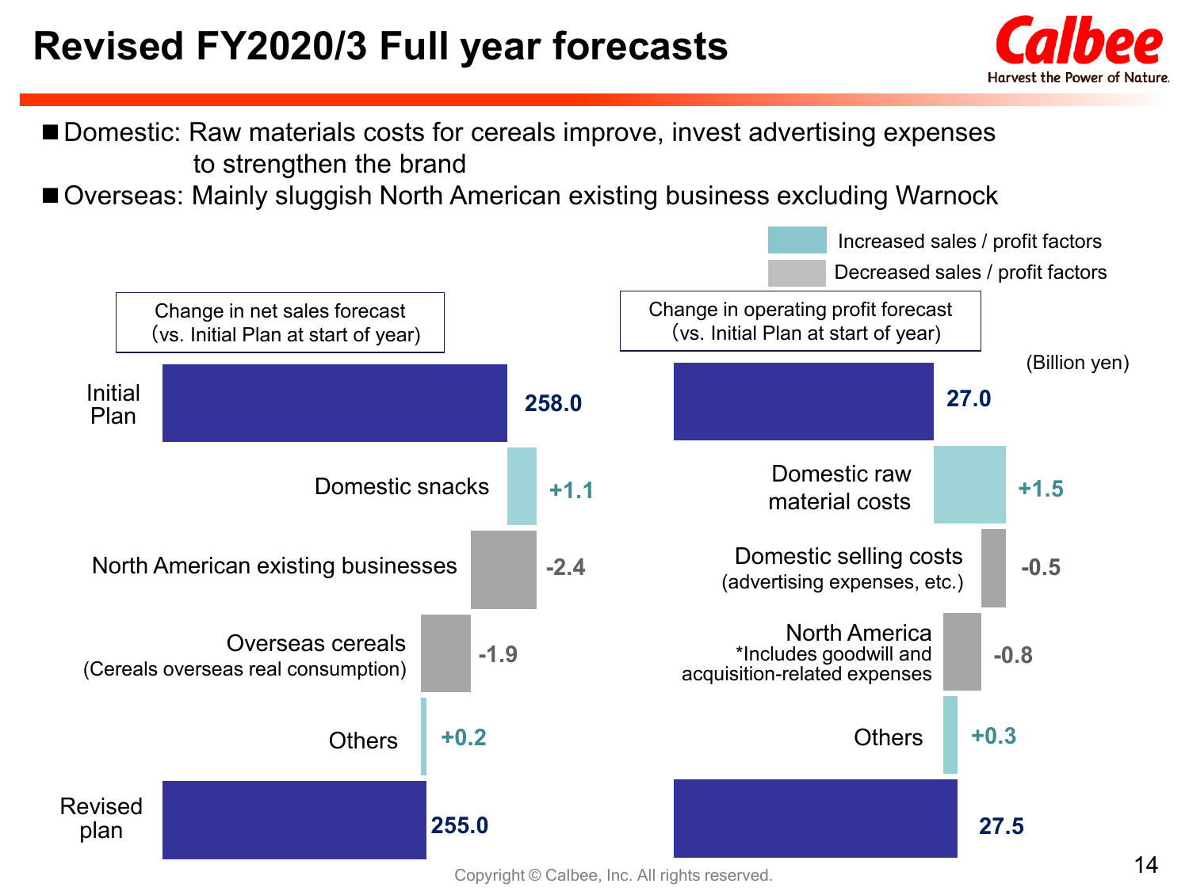# Revised FY2020/3 Full year forecasts

- Domestic: Raw materials costs for cereals improve, invest advertising expenses to strengthen the brand
- Overseas: Mainly sluggish North American existing business excluding Warnock

Legend: Increased sales / profit factors; Decreased sales / profit factors

(Billion yen)

**Change in net sales forecast (vs. Initial Plan at start of year)**

| Item | Amount |
|---|---|
| Initial Plan | 258.0 |
| Domestic snacks | +1.1 |
| North American existing businesses | -2.4 |
| Overseas cereals (Cereals overseas real consumption) | -1.9 |
| Others | +0.2 |
| Revised plan | 255.0 |

**Change in operating profit forecast (vs. Initial Plan at start of year)**

| Item | Amount |
|---|---|
| Initial Plan | 27.0 |
| Domestic raw material costs | +1.5 |
| Domestic selling costs (advertising expenses, etc.) | -0.5 |
| North America *Includes goodwill and acquisition-related expenses | -0.8 |
| Others | +0.3 |
| Revised plan | 27.5 |

Copyright © Calbee, Inc. All rights reserved.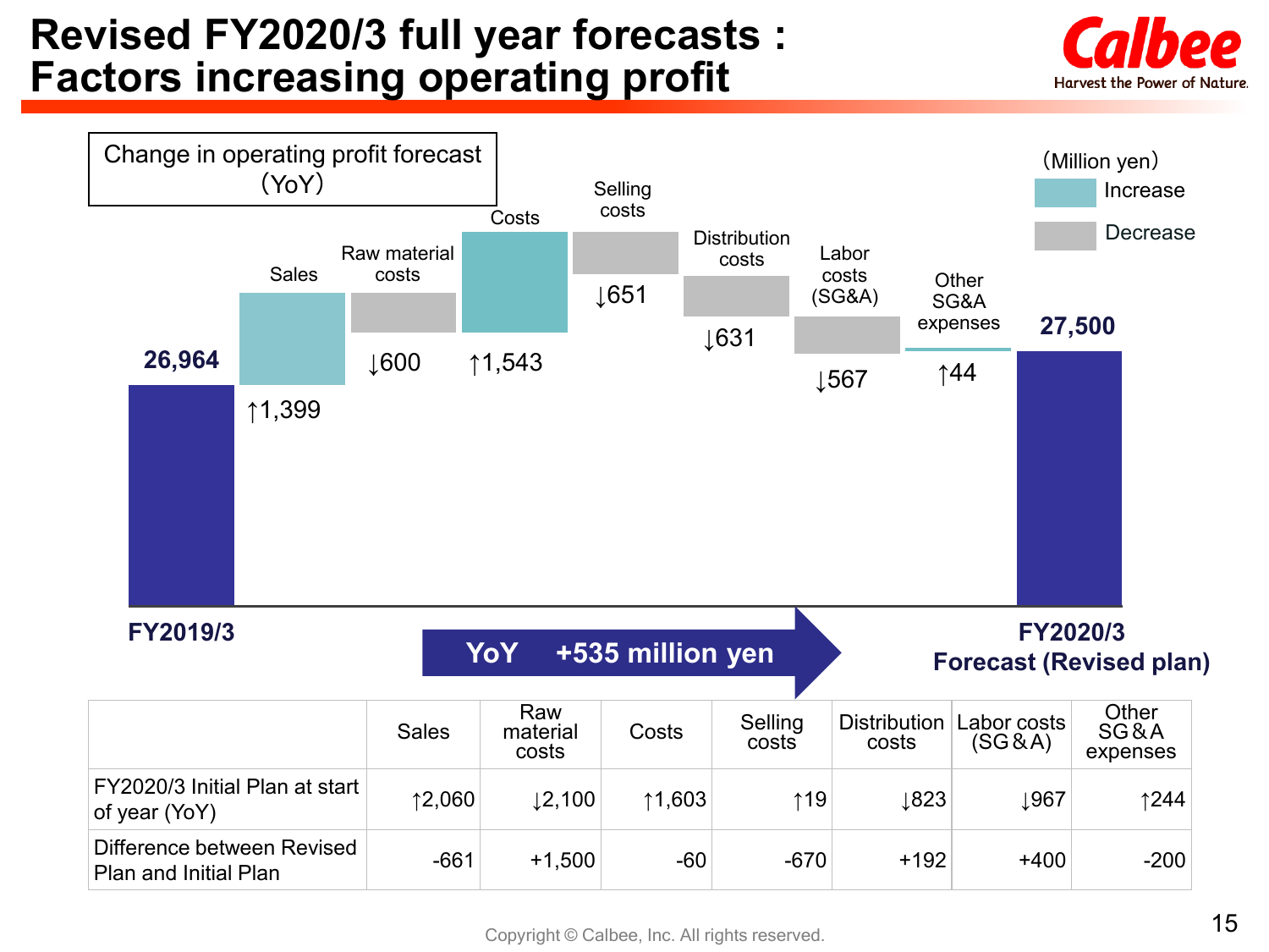# Revised FY2020/3 full year forecasts : Factors increasing operating profit

Change in operating profit forecast (YoY)

(Million yen)

Increase / Decrease

| | Amount |
|---|---|
| FY2019/3 | 26,964 |
| Sales | ↑1,399 |
| Raw material costs | ↓600 |
| Costs | ↑1,543 |
| Selling costs | ↓651 |
| Distribution costs | ↓631 |
| Labor costs (SG&A) | ↓567 |
| Other SG&A expenses | ↑44 |
| FY2020/3 Forecast (Revised plan) | 27,500 |

YoY +535 million yen

| | Sales | Raw material costs | Costs | Selling costs | Distribution costs | Labor costs (SG＆A) | Other SG＆A expenses |
|---|---|---|---|---|---|---|---|
| FY2020/3 Initial Plan at start of year (YoY) | ↑2,060 | ↓2,100 | ↑1,603 | ↑19 | ↓823 | ↓967 | ↑244 |
| Difference between Revised Plan and Initial Plan | -661 | +1,500 | -60 | -670 | +192 | +400 | -200 |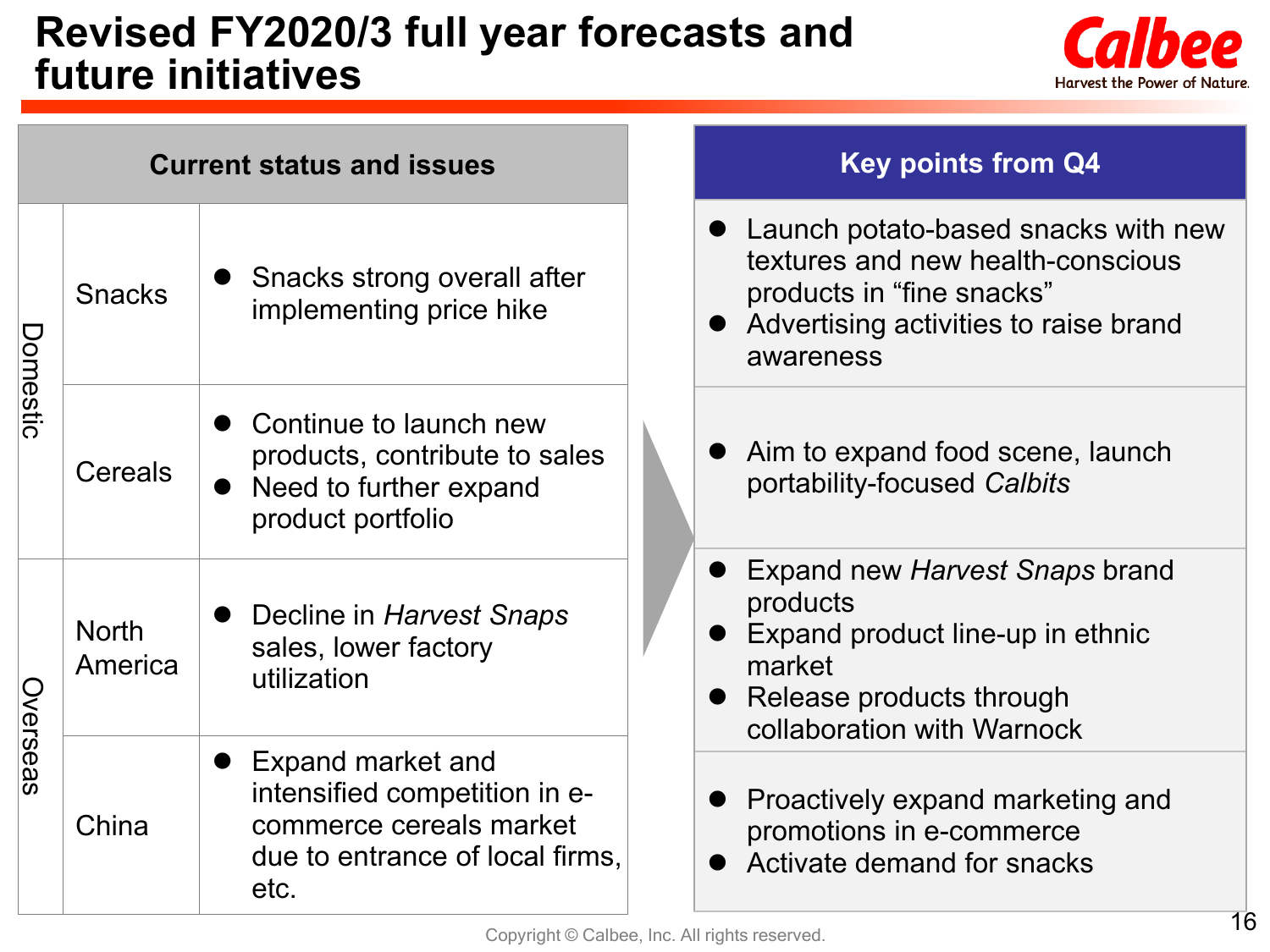# Revised FY2020/3 full year forecasts and future initiatives

| | | Current status and issues | Key points from Q4 |
|---|---|---|---|
| Domestic | Snacks | ● Snacks strong overall after implementing price hike | ● Launch potato-based snacks with new textures and new health-conscious products in "fine snacks"<br>● Advertising activities to raise brand awareness |
| | Cereals | ● Continue to launch new products, contribute to sales<br>● Need to further expand product portfolio | ● Aim to expand food scene, launch portability-focused *Calbits* |
| Overseas | North America | ● Decline in *Harvest Snaps* sales, lower factory utilization | ● Expand new *Harvest Snaps* brand products<br>● Expand product line-up in ethnic market<br>● Release products through collaboration with Warnock |
| | China | ● Expand market and intensified competition in e-commerce cereals market due to entrance of local firms, etc. | ● Proactively expand marketing and promotions in e-commerce<br>● Activate demand for snacks |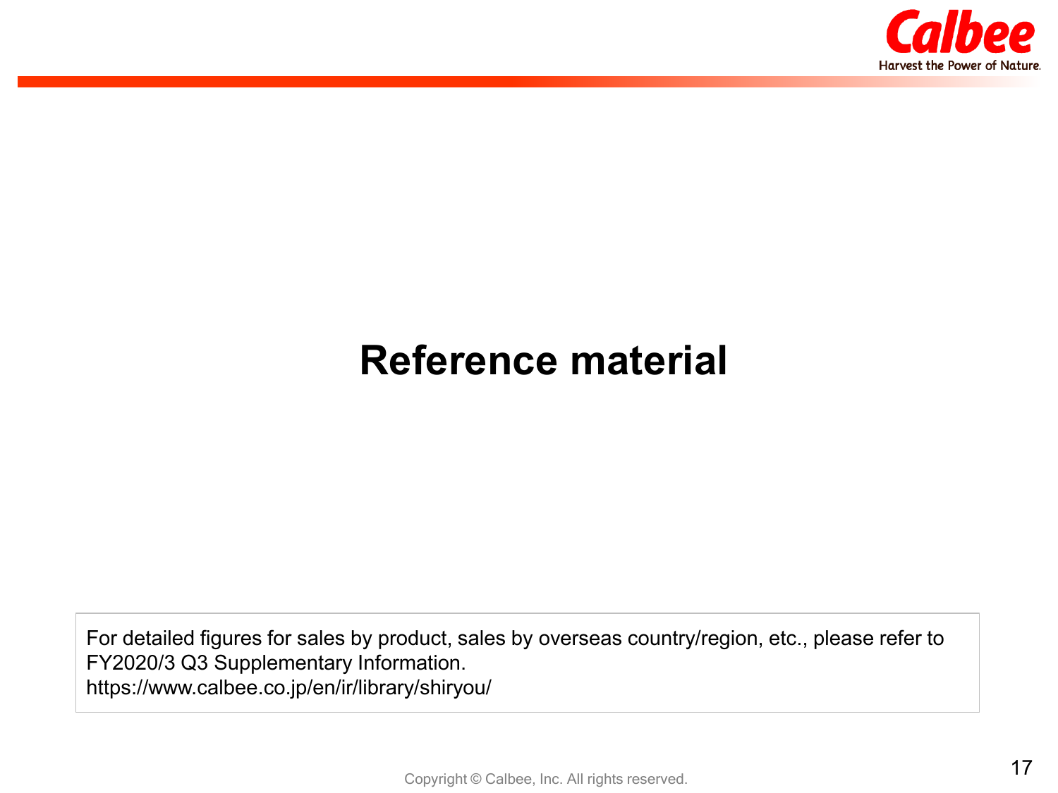# Reference material

For detailed figures for sales by product, sales by overseas country/region, etc., please refer to FY2020/3 Q3 Supplementary Information.
https://www.calbee.co.jp/en/ir/library/shiryou/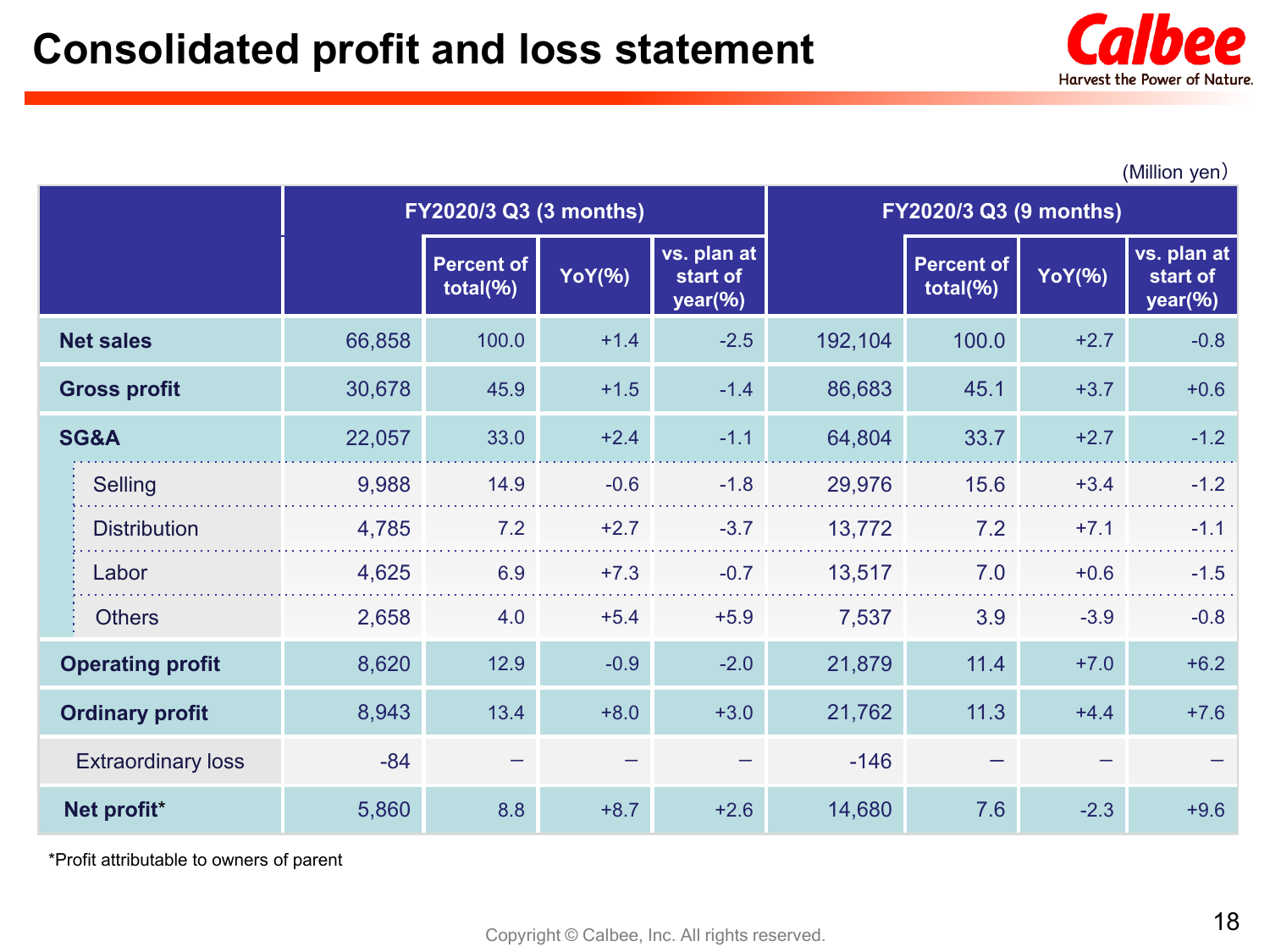# Consolidated profit and loss statement

(Million yen)

| | FY2020/3 Q3 (3 months) | | | | FY2020/3 Q3 (9 months) | | | |
|---|---|---|---|---|---|---|---|---|
| | | Percent of total(%) | YoY(%) | vs. plan at start of year(%) | | Percent of total(%) | YoY(%) | vs. plan at start of year(%) |
| **Net sales** | 66,858 | 100.0 | +1.4 | -2.5 | 192,104 | 100.0 | +2.7 | -0.8 |
| **Gross profit** | 30,678 | 45.9 | +1.5 | -1.4 | 86,683 | 45.1 | +3.7 | +0.6 |
| **SG&A** | 22,057 | 33.0 | +2.4 | -1.1 | 64,804 | 33.7 | +2.7 | -1.2 |
| Selling | 9,988 | 14.9 | -0.6 | -1.8 | 29,976 | 15.6 | +3.4 | -1.2 |
| Distribution | 4,785 | 7.2 | +2.7 | -3.7 | 13,772 | 7.2 | +7.1 | -1.1 |
| Labor | 4,625 | 6.9 | +7.3 | -0.7 | 13,517 | 7.0 | +0.6 | -1.5 |
| Others | 2,658 | 4.0 | +5.4 | +5.9 | 7,537 | 3.9 | -3.9 | -0.8 |
| **Operating profit** | 8,620 | 12.9 | -0.9 | -2.0 | 21,879 | 11.4 | +7.0 | +6.2 |
| **Ordinary profit** | 8,943 | 13.4 | +8.0 | +3.0 | 21,762 | 11.3 | +4.4 | +7.6 |
| Extraordinary loss | -84 | – | – | – | -146 | – | – | – |
| **Net profit*** | 5,860 | 8.8 | +8.7 | +2.6 | 14,680 | 7.6 | -2.3 | +9.6 |

*Profit attributable to owners of parent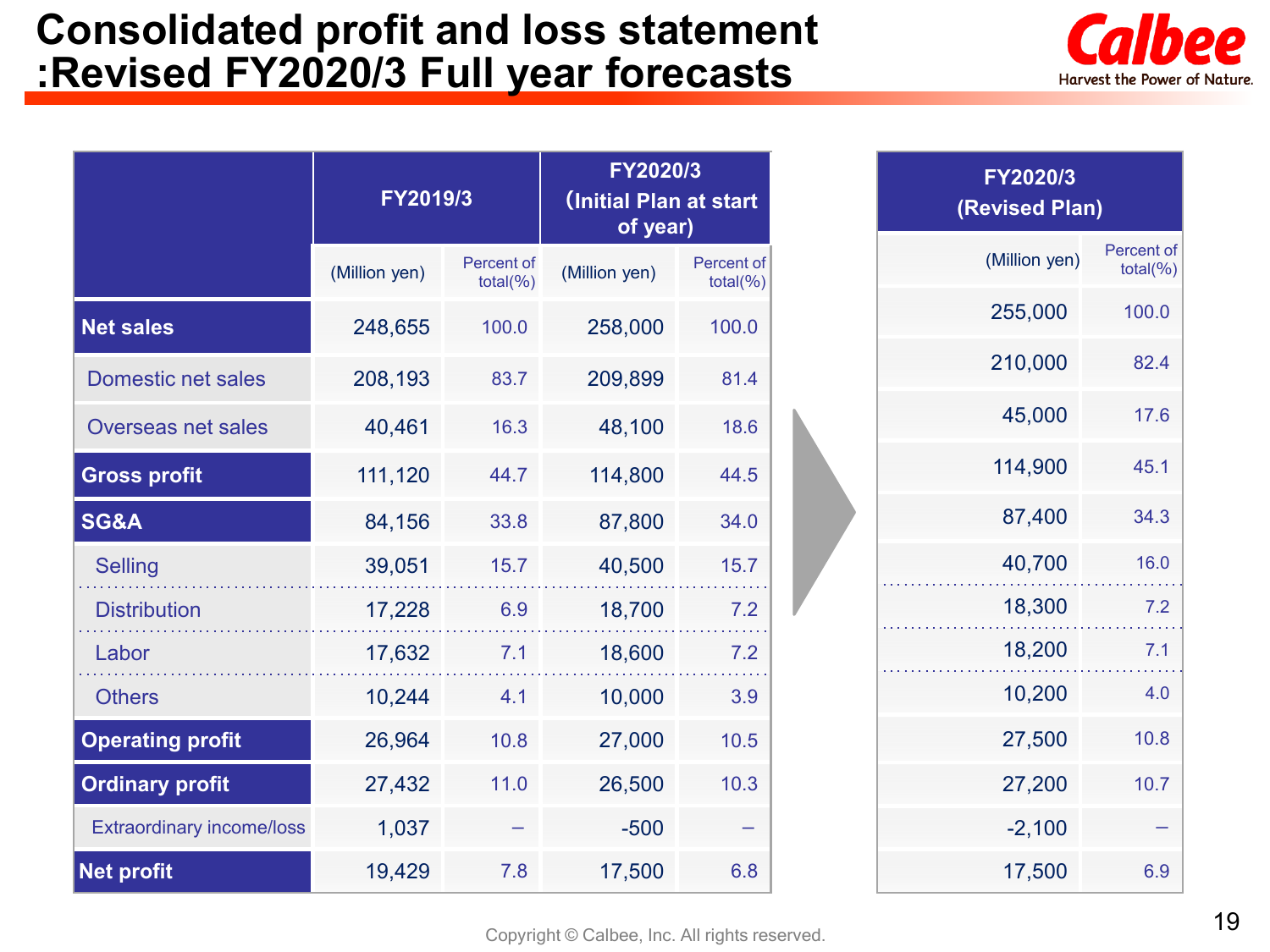# Consolidated profit and loss statement :Revised FY2020/3 Full year forecasts

| | FY2019/3 | | FY2020/3 (Initial Plan at start of year) | | FY2020/3 (Revised Plan) | |
|---|---|---|---|---|---|---|
| | (Million yen) | Percent of total(%) | (Million yen) | Percent of total(%) | (Million yen) | Percent of total(%) |
| **Net sales** | 248,655 | 100.0 | 258,000 | 100.0 | 255,000 | 100.0 |
| Domestic net sales | 208,193 | 83.7 | 209,899 | 81.4 | 210,000 | 82.4 |
| Overseas net sales | 40,461 | 16.3 | 48,100 | 18.6 | 45,000 | 17.6 |
| **Gross profit** | 111,120 | 44.7 | 114,800 | 44.5 | 114,900 | 45.1 |
| **SG&A** | 84,156 | 33.8 | 87,800 | 34.0 | 87,400 | 34.3 |
| Selling | 39,051 | 15.7 | 40,500 | 15.7 | 40,700 | 16.0 |
| Distribution | 17,228 | 6.9 | 18,700 | 7.2 | 18,300 | 7.2 |
| Labor | 17,632 | 7.1 | 18,600 | 7.2 | 18,200 | 7.1 |
| Others | 10,244 | 4.1 | 10,000 | 3.9 | 10,200 | 4.0 |
| **Operating profit** | 26,964 | 10.8 | 27,000 | 10.5 | 27,500 | 10.8 |
| **Ordinary profit** | 27,432 | 11.0 | 26,500 | 10.3 | 27,200 | 10.7 |
| Extraordinary income/loss | 1,037 | – | -500 | – | -2,100 | – |
| **Net profit** | 19,429 | 7.8 | 17,500 | 6.8 | 17,500 | 6.9 |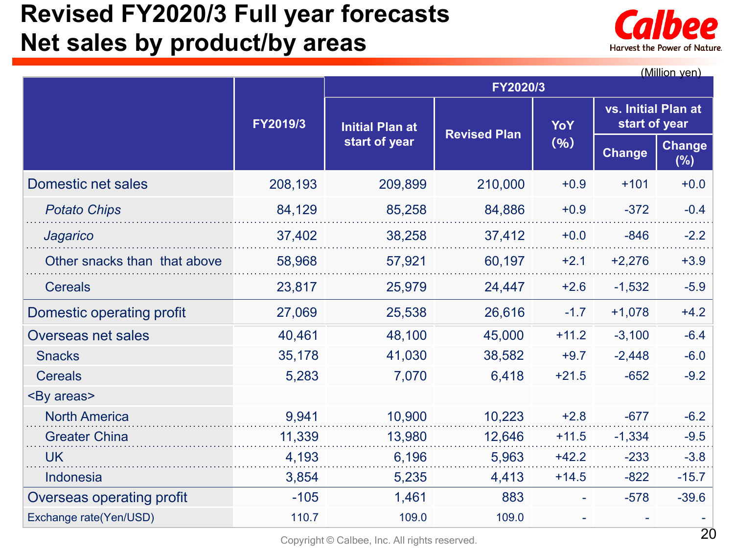# Revised FY2020/3 Full year forecasts
# Net sales by product/by areas

(Million yen)

| | FY2019/3 | FY2020/3 | | | | |
|---|---|---|---|---|---|---|
| | | Initial Plan at start of year | Revised Plan | YoY (%) | vs. Initial Plan at start of year | |
| | | | | | Change | Change (%) |
| Domestic net sales | 208,193 | 209,899 | 210,000 | +0.9 | +101 | +0.0 |
| *Potato Chips* | 84,129 | 85,258 | 84,886 | +0.9 | -372 | -0.4 |
| *Jagarico* | 37,402 | 38,258 | 37,412 | +0.0 | -846 | -2.2 |
| Other snacks than that above | 58,968 | 57,921 | 60,197 | +2.1 | +2,276 | +3.9 |
| Cereals | 23,817 | 25,979 | 24,447 | +2.6 | -1,532 | -5.9 |
| Domestic operating profit | 27,069 | 25,538 | 26,616 | -1.7 | +1,078 | +4.2 |
| Overseas net sales | 40,461 | 48,100 | 45,000 | +11.2 | -3,100 | -6.4 |
| Snacks | 35,178 | 41,030 | 38,582 | +9.7 | -2,448 | -6.0 |
| Cereals | 5,283 | 7,070 | 6,418 | +21.5 | -652 | -9.2 |
| <By areas> | | | | | | |
| North America | 9,941 | 10,900 | 10,223 | +2.8 | -677 | -6.2 |
| Greater China | 11,339 | 13,980 | 12,646 | +11.5 | -1,334 | -9.5 |
| UK | 4,193 | 6,196 | 5,963 | +42.2 | -233 | -3.8 |
| Indonesia | 3,854 | 5,235 | 4,413 | +14.5 | -822 | -15.7 |
| Overseas operating profit | -105 | 1,461 | 883 | - | -578 | -39.6 |
| Exchange rate(Yen/USD) | 110.7 | 109.0 | 109.0 | - | - | - |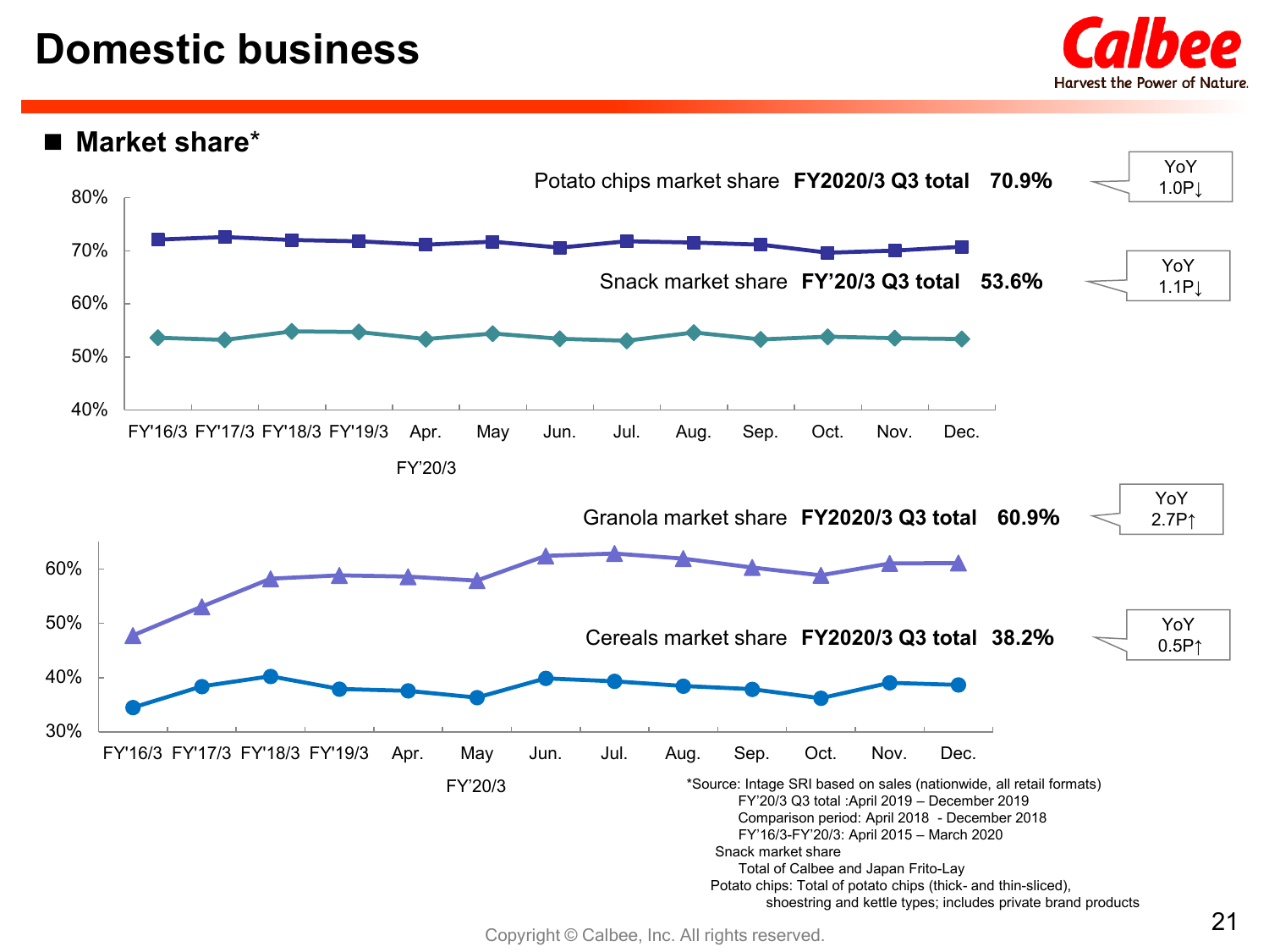# Domestic business

## ■ Market share*

Potato chips market share **FY2020/3 Q3 total 70.9%**

YoY 1.0P↓

Snack market share **FY'20/3 Q3 total 53.6%**

YoY 1.1P↓

80%
70%
60%
50%
40%

FY'16/3 FY'17/3 FY'18/3 FY'19/3 Apr. May Jun. Jul. Aug. Sep. Oct. Nov. Dec.

FY'20/3

Granola market share **FY2020/3 Q3 total 60.9%**

YoY 2.7P↑

Cereals market share **FY2020/3 Q3 total 38.2%**

YoY 0.5P↑

60%
50%
40%
30%

FY'16/3 FY'17/3 FY'18/3 FY'19/3 Apr. May Jun. Jul. Aug. Sep. Oct. Nov. Dec.

FY'20/3

*Source: Intage SRI based on sales (nationwide, all retail formats)
FY'20/3 Q3 total :April 2019 – December 2019
Comparison period: April 2018 - December 2018
FY'16/3-FY'20/3: April 2015 – March 2020
Snack market share
Total of Calbee and Japan Frito-Lay
Potato chips: Total of potato chips (thick- and thin-sliced), shoestring and kettle types; includes private brand products

Copyright © Calbee, Inc. All rights reserved.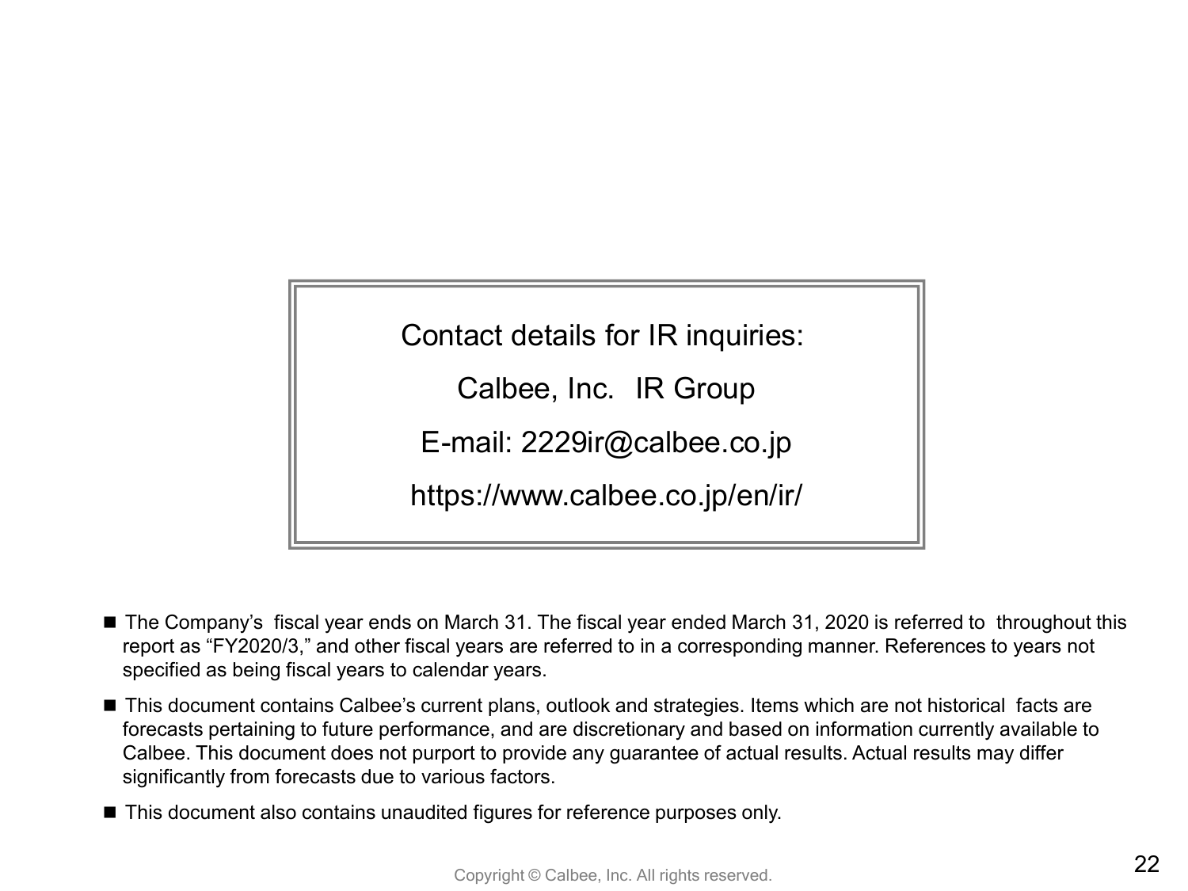Contact details for IR inquiries:

Calbee, Inc.  IR Group

E-mail: 2229ir@calbee.co.jp

https://www.calbee.co.jp/en/ir/

- The Company's fiscal year ends on March 31. The fiscal year ended March 31, 2020 is referred to throughout this report as "FY2020/3," and other fiscal years are referred to in a corresponding manner. References to years not specified as being fiscal years to calendar years.
- This document contains Calbee's current plans, outlook and strategies. Items which are not historical facts are forecasts pertaining to future performance, and are discretionary and based on information currently available to Calbee. This document does not purport to provide any guarantee of actual results. Actual results may differ significantly from forecasts due to various factors.
- This document also contains unaudited figures for reference purposes only.

Copyright © Calbee, Inc. All rights reserved.